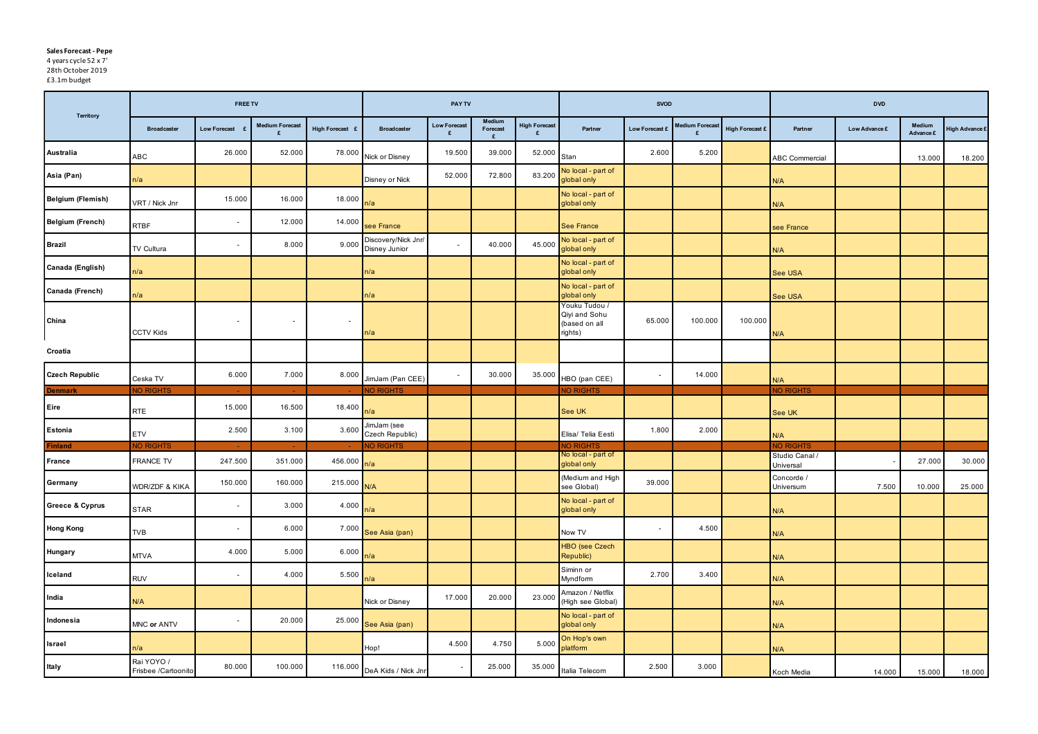**Sales Forecast - Pepe**
4 years cycle 52 x 7'
28th October 2019
£3.1m budget

| Territory | FREE TV | | | | PAY TV | | | | SVOD | | | | DVD | | | |
|---|---|---|---|---|---|---|---|---|---|---|---|---|---|---|---|---|
| | Broadcaster | Low Forecast £ | Medium Forecast £ | High Forecast £ | Broadcaster | Low Forecast £ | Medium Forecast £ | High Forecast £ | Partner | Low Forecast £ | Medium Forecast £ | High Forecast £ | Partner | Low Advance £ | Medium Advance £ | High Advance £ |
| Australia | ABC | 26.000 | 52.000 | 78.000 | Nick or Disney | 19.500 | 39.000 | 52.000 | Stan | 2.600 | 5.200 | | ABC Commercial | | 13.000 | 18.200 |
| Asia (Pan) | n/a | | | | Disney or Nick | 52.000 | 72.800 | 83.200 | No local - part of global only | | | | N/A | | | |
| Belgium (Flemish) | VRT / Nick Jnr | 15.000 | 16.000 | 18.000 | n/a | | | | No local - part of global only | | | | N/A | | | |
| Belgium (French) | RTBF | - | 12.000 | 14.000 | see France | | | | See France | | | | see France | | | |
| Brazil | TV Cultura | - | 8.000 | 9.000 | Discovery/Nick Jnr/ Disney Junior | - | 40.000 | 45.000 | No local - part of global only | | | | N/A | | | |
| Canada (English) | n/a | | | | n/a | | | | No local - part of global only | | | | See USA | | | |
| Canada (French) | n/a | | | | n/a | | | | No local - part of global only | | | | See USA | | | |
| China | CCTV Kids | - | - | - | n/a | | | | Youku Tudou / Qiyi and Sohu (based on all rights) | 65.000 | 100.000 | 100.000 | N/A | | | |
| Croatia | | | | | | | | | | | | | | | | |
| Czech Republic | Ceska TV | 6.000 | 7.000 | 8.000 | JimJam (Pan CEE) | - | 30.000 | 35.000 | HBO (pan CEE) | - | 14.000 | | N/A | | | |
| Denmark | NO RIGHTS | - | - | - | NO RIGHTS | | | | NO RIGHTS | | | | NO RIGHTS | | | |
| Eire | RTE | 15.000 | 16.500 | 18.400 | n/a | | | | See UK | | | | See UK | | | |
| Estonia | ETV | 2.500 | 3.100 | 3.600 | JimJam (see Czech Republic) | | | | Elisa/ Telia Eesti | 1.800 | 2.000 | | N/A | | | |
| Finland | NO RIGHTS | - | - | - | NO RIGHTS | | | | NO RIGHTS | | | | NO RIGHTS | | | |
| France | FRANCE TV | 247.500 | 351.000 | 456.000 | n/a | | | | No local - part of global only | | | | Studio Canal / Universal | - | 27.000 | 30.000 |
| Germany | WDR/ZDF & KIKA | 150.000 | 160.000 | 215.000 | N/A | | | | (Medium and High see Global) | 39.000 | | | Concorde / Universum | 7.500 | 10.000 | 25.000 |
| Greece & Cyprus | STAR | - | 3.000 | 4.000 | n/a | | | | No local - part of global only | | | | N/A | | | |
| Hong Kong | TVB | - | 6.000 | 7.000 | See Asia (pan) | | | | Now TV | - | 4.500 | | N/A | | | |
| Hungary | MTVA | 4.000 | 5.000 | 6.000 | n/a | | | | HBO (see Czech Republic) | | | | N/A | | | |
| Iceland | RUV | - | 4.000 | 5.500 | n/a | | | | Siminn or Myndform | 2.700 | 3.400 | | N/A | | | |
| India | N/A | | | | Nick or Disney | 17.000 | 20.000 | 23.000 | Amazon / Netflix (High see Global) | | | | N/A | | | |
| Indonesia | MNC or ANTV | - | 20.000 | 25.000 | See Asia (pan) | | | | No local - part of global only | | | | N/A | | | |
| Israel | n/a | | | | Hop! | 4.500 | 4.750 | 5.000 | On Hop's own platform | | | | N/A | | | |
| Italy | Rai YOYO / Frisbee /Cartoonito | 80.000 | 100.000 | 116.000 | DeA Kids / Nick Jnr | - | 25.000 | 35.000 | Italia Telecom | 2.500 | 3.000 | | Koch Media | 14.000 | 15.000 | 18.000 |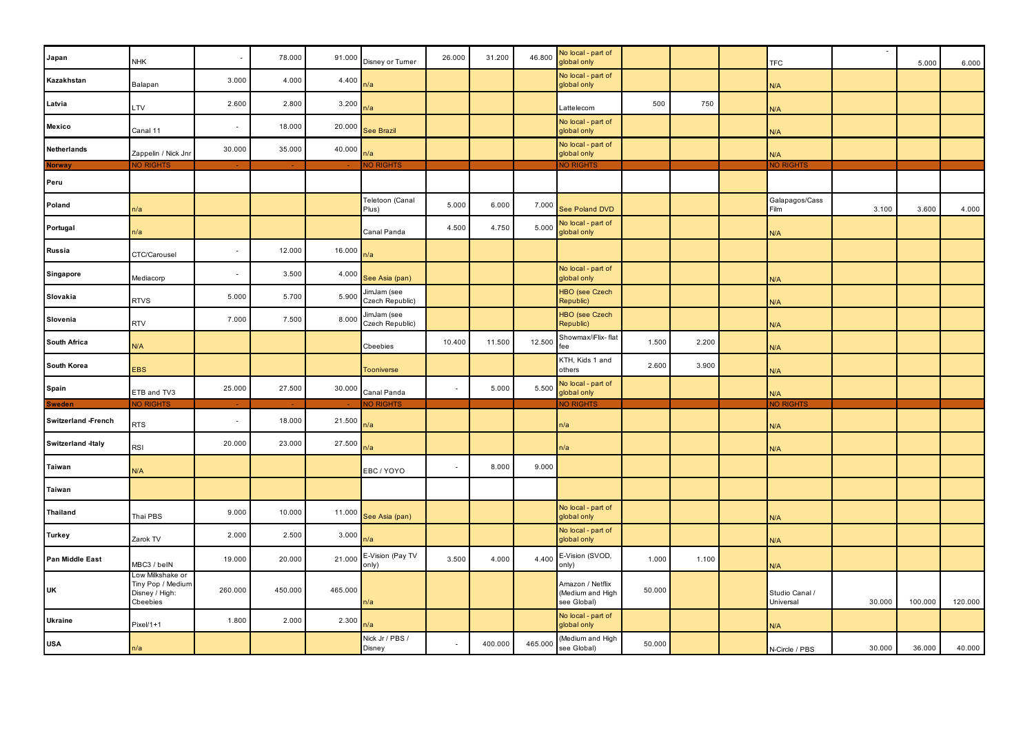| Japan | NHK | - | 78.000 | 91.000 | Disney or Turner | 26.000 | 31.200 | 46.800 | No local - part of global only | | | | TFC | - | 5.000 | 6.000 |
|---|---|---|---|---|---|---|---|---|---|---|---|---|---|---|---|---|
| Kazakhstan | Balapan | 3.000 | 4.000 | 4.400 | n/a | | | | No local - part of global only | | | | N/A | | | |
| Latvia | LTV | 2.600 | 2.800 | 3.200 | n/a | | | | Lattelecom | 500 | 750 | | N/A | | | |
| Mexico | Canal 11 | - | 18.000 | 20.000 | See Brazil | | | | No local - part of global only | | | | N/A | | | |
| Netherlands | Zappelin / Nick Jnr | 30.000 | 35.000 | 40.000 | n/a | | | | No local - part of global only | | | | N/A | | | |
| Norway | NO RIGHTS | - | - | - | NO RIGHTS | | | | NO RIGHTS | | | | NO RIGHTS | | | |
| Peru | | | | | | | | | | | | | | | | |
| Poland | n/a | | | | Teletoon (Canal Plus) | 5.000 | 6.000 | 7.000 | See Poland DVD | | | | Galapagos/Cass Film | 3.100 | 3.600 | 4.000 |
| Portugal | n/a | | | | Canal Panda | 4.500 | 4.750 | 5.000 | No local - part of global only | | | | N/A | | | |
| Russia | CTC/Carousel | - | 12.000 | 16.000 | n/a | | | | | | | | | | | |
| Singapore | Mediacorp | - | 3.500 | 4.000 | See Asia (pan) | | | | No local - part of global only | | | | N/A | | | |
| Slovakia | RTVS | 5.000 | 5.700 | 5.900 | JimJam (see Czech Republic) | | | | HBO (see Czech Republic) | | | | N/A | | | |
| Slovenia | RTV | 7.000 | 7.500 | 8.000 | JimJam (see Czech Republic) | | | | HBO (see Czech Republic) | | | | N/A | | | |
| South Africa | N/A | | | | Cbeebies | 10.400 | 11.500 | 12.500 | Showmax/iFlix- flat fee | 1.500 | 2.200 | | N/A | | | |
| South Korea | EBS | | | | Tooniverse | | | | KTH, Kids 1 and others | 2.600 | 3.900 | | N/A | | | |
| Spain | ETB and TV3 | 25.000 | 27.500 | 30.000 | Canal Panda | - | 5.000 | 5.500 | No local - part of global only | | | | N/A | | | |
| Sweden | NO RIGHTS | - | - | - | NO RIGHTS | | | | NO RIGHTS | | | | NO RIGHTS | | | |
| Switzerland -French | RTS | - | 18.000 | 21.500 | n/a | | | | n/a | | | | N/A | | | |
| Switzerland -Italy | RSI | 20.000 | 23.000 | 27.500 | n/a | | | | n/a | | | | N/A | | | |
| Taiwan | N/A | | | | EBC / YOYO | - | 8.000 | 9.000 | | | | | | | | |
| Taiwan | | | | | | | | | | | | | | | | |
| Thailand | Thai PBS | 9.000 | 10.000 | 11.000 | See Asia (pan) | | | | No local - part of global only | | | | N/A | | | |
| Turkey | Zarok TV | 2.000 | 2.500 | 3.000 | n/a | | | | No local - part of global only | | | | N/A | | | |
| Pan Middle East | MBC3 / beIN | 19.000 | 20.000 | 21.000 | E-Vision (Pay TV only) | 3.500 | 4.000 | 4.400 | E-Vision (SVOD, only) | 1.000 | 1.100 | | N/A | | | |
| UK | Low Milkshake or Tiny Pop / Medium Disney / High: Cbeebies | 260.000 | 450.000 | 465.000 | n/a | | | | Amazon / Netflix (Medium and High see Global) | 50.000 | | | Studio Canal / Universal | 30.000 | 100.000 | 120.000 |
| Ukraine | Pixel/1+1 | 1.800 | 2.000 | 2.300 | n/a | | | | No local - part of global only | | | | N/A | | | |
| USA | n/a | | | | Nick Jr / PBS / Disney | - | 400.000 | 465.000 | (Medium and High see Global) | 50.000 | | | N-Circle / PBS | 30.000 | 36.000 | 40.000 |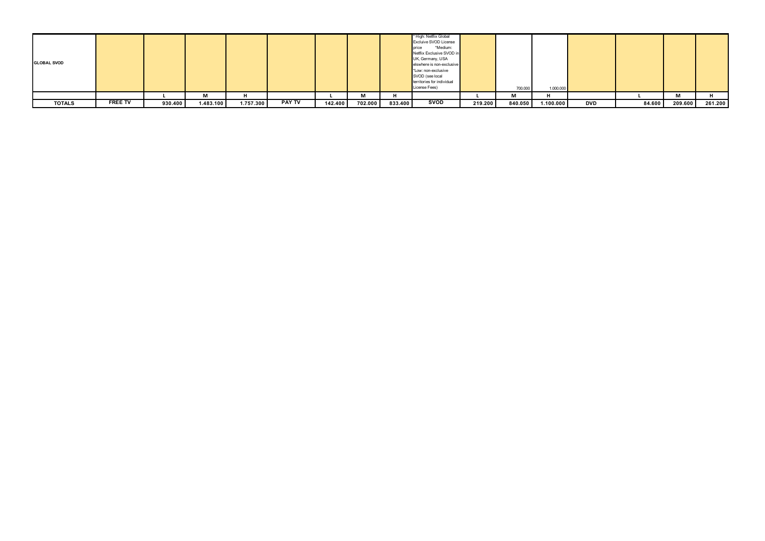| GLOBAL SVOD | | | | | | | | | * High: Netflix Global Excluive SVOD License price *Medium: Netflix Exclusive SVOD in UK, Germany, USA elswhere is non-exclusive *Low: non-exclusive SVOD (see local territories for individual License Fees) | | 700.000 | 1.000.000 | | | | |
|---|---|---|---|---|---|---|---|---|---|---|---|---|---|---|---|---|
| | | L | M | H | | L | M | H | | L | M | H | | L | M | H |
| **TOTALS** | **FREE TV** | **930.400** | **1.483.100** | **1.757.300** | **PAY TV** | **142.400** | **702.000** | **833.400** | **SVOD** | **219.200** | **840.050** | **1.100.000** | **DVD** | **84.600** | **209.600** | **261.200** |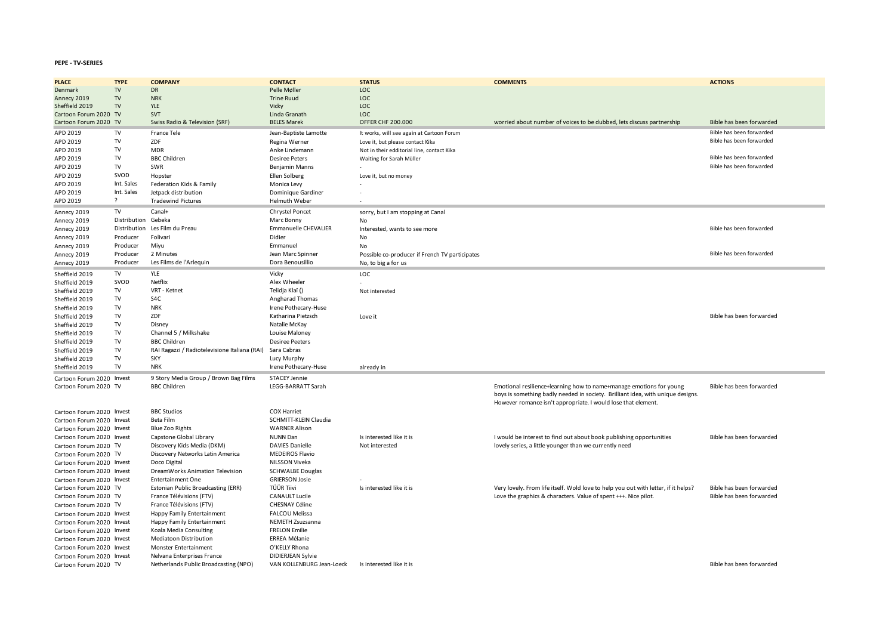**PEPE - TV-SERIES**

| PLACE | TYPE | COMPANY | CONTACT | STATUS | COMMENTS | ACTIONS |
|---|---|---|---|---|---|---|
| Denmark | TV | DR | Pelle Møller | LOC | | |
| Annecy 2019 | TV | NRK | Trine Ruud | LOC | | |
| Sheffield 2019 | TV | YLE | Vicky | LOC | | |
| Cartoon Forum 2020 | TV | SVT | Linda Granath | LOC | | |
| Cartoon Forum 2020 | TV | Swiss Radio & Television (SRF) | BELES Marek | OFFER CHF 200.000 | worried about number of voices to be dubbed, lets discuss partnership | Bible has been forwarded |
| APD 2019 | TV | France Tele | Jean-Baptiste Lamotte | It works, will see again at Cartoon Forum | | Bible has been forwarded |
| APD 2019 | TV | ZDF | Regina Werner | Love it, but please contact Kika | | Bible has been forwarded |
| APD 2019 | TV | MDR | Anke Lindemann | Not in their edditorial line, contact Kika | | |
| APD 2019 | TV | BBC Children | Desiree Peters | Waiting for Sarah Müller | | Bible has been forwarded |
| APD 2019 | TV | SWR | Benjamin Manns | - | | Bible has been forwarded |
| APD 2019 | SVOD | Hopster | Ellen Solberg | Love it, but no money | | |
| APD 2019 | Int. Sales | Federation Kids & Family | Monica Levy | - | | |
| APD 2019 | Int. Sales | Jetpack distribution | Dominique Gardiner | - | | |
| APD 2019 | ? | Tradewind Pictures | Helmuth Weber | - | | |
| Annecy 2019 | TV | Canal+ | Chrystel Poncet | sorry, but I am stopping at Canal | | |
| Annecy 2019 | Distribution | Gebeka | Marc Bonny | No | | |
| Annecy 2019 | Distribution | Les Film du Preau | Emmanuelle CHEVALIER | Interested, wants to see more | | Bible has been forwarded |
| Annecy 2019 | Producer | Folivari | Didier | No | | |
| Annecy 2019 | Producer | Miyu | Emmanuel | No | | |
| Annecy 2019 | Producer | 2 Minutes | Jean Marc Spinner | Possible co-producer if French TV participates | | Bible has been forwarded |
| Annecy 2019 | Producer | Les Films de l'Arlequin | Dora Benousillio | No, to big a for us | | |
| Sheffield 2019 | TV | YLE | Vicky | LOC | | |
| Sheffield 2019 | SVOD | Netflix | Alex Wheeler | - | | |
| Sheffield 2019 | TV | VRT - Ketnet | Telidja Klaï () | Not interested | | |
| Sheffield 2019 | TV | S4C | Angharad Thomas | | | |
| Sheffield 2019 | TV | NRK | Irene Pothecary-Huse | | | |
| Sheffield 2019 | TV | ZDF | Katharina Pietzsch | Love it | | Bible has been forwarded |
| Sheffield 2019 | TV | Disney | Natalie McKay | | | |
| Sheffield 2019 | TV | Channel 5 / Milkshake | Louise Maloney | | | |
| Sheffield 2019 | TV | BBC Children | Desiree Peeters | | | |
| Sheffield 2019 | TV | RAI Ragazzi / Radiotelevisione Italiana (RAI) | Sara Cabras | | | |
| Sheffield 2019 | TV | SKY | Lucy Murphy | | | |
| Sheffield 2019 | TV | NRK | Irene Pothecary-Huse | already in | | |
| Cartoon Forum 2020 | Invest | 9 Story Media Group / Brown Bag Films | STACEY Jennie | | | |
| Cartoon Forum 2020 | TV | BBC Children | LEGG-BARRATT Sarah | | Emotional resilience+learning how to name+manage emotions for young boys is something badly needed in society. Brilliant idea, with unique designs. However romance isn't appropriate. I would lose that element. | Bible has been forwarded |
| Cartoon Forum 2020 | Invest | BBC Studios | COX Harriet | | | |
| Cartoon Forum 2020 | Invest | Beta Film | SCHMITT-KLEIN Claudia | | | |
| Cartoon Forum 2020 | Invest | Blue Zoo Rights | WARNER Alison | | | |
| Cartoon Forum 2020 | Invest | Capstone Global Library | NUNN Dan | Is interested like it is | I would be interest to find out about book publishing opportunities | Bible has been forwarded |
| Cartoon Forum 2020 | TV | Discovery Kids Media (DKM) | DAVIES Danielle | Not interested | lovely series, a little younger than we currently need | |
| Cartoon Forum 2020 | TV | Discovery Networks Latin America | MEDEIROS Flavio | | | |
| Cartoon Forum 2020 | Invest | Doco Digital | NILSSON Viveka | | | |
| Cartoon Forum 2020 | Invest | DreamWorks Animation Television | SCHWALBE Douglas | | | |
| Cartoon Forum 2020 | Invest | Entertainment One | GRIERSON Josie | - | | |
| Cartoon Forum 2020 | TV | Estonian Public Broadcasting (ERR) | TÜÜR Tiivi | Is interested like it is | Very lovely. From life itself. Wold love to help you out with letter, if it helps? | Bible has been forwarded |
| Cartoon Forum 2020 | TV | France Télévisions (FTV) | CANAULT Lucile | | Love the graphics & characters. Value of spent +++. Nice pilot. | Bible has been forwarded |
| Cartoon Forum 2020 | TV | France Télévisions (FTV) | CHESNAY Céline | | | |
| Cartoon Forum 2020 | Invest | Happy Family Entertainment | FALCOU Melissa | | | |
| Cartoon Forum 2020 | Invest | Happy Family Entertainment | NEMETH Zsuzsanna | | | |
| Cartoon Forum 2020 | Invest | Koala Media Consulting | FRELON Emilie | | | |
| Cartoon Forum 2020 | Invest | Mediatoon Distribution | ERREA Mélanie | | | |
| Cartoon Forum 2020 | Invest | Monster Entertainment | O'KELLY Rhona | | | |
| Cartoon Forum 2020 | Invest | Nelvana Enterprises France | DIDIERJEAN Sylvie | | | |
| Cartoon Forum 2020 | TV | Netherlands Public Broadcasting (NPO) | VAN KOLLENBURG Jean-Loeck | Is interested like it is | | Bible has been forwarded |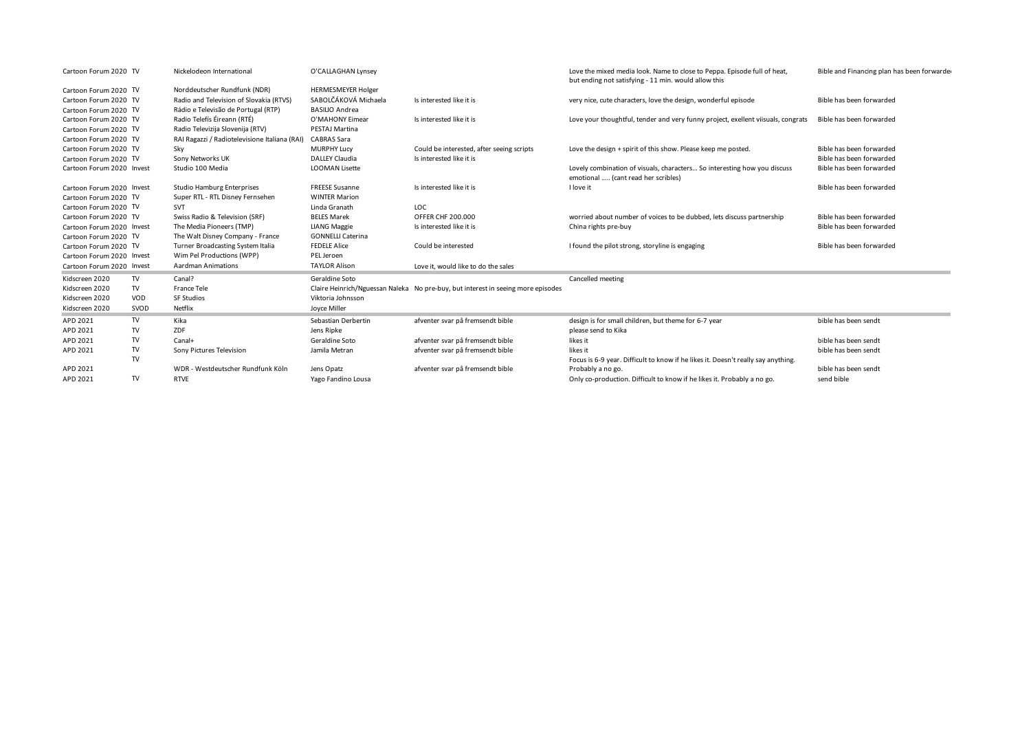| | | | | | | |
|---|---|---|---|---|---|---|
| Cartoon Forum 2020 | TV | Nickelodeon International | O'CALLAGHAN Lynsey | | Love the mixed media look. Name to close to Peppa. Episode full of heat, but ending not satisfying - 11 min. would allow this | Bible and Financing plan has been forwarded |
| Cartoon Forum 2020 | TV | Norddeutscher Rundfunk (NDR) | HERMESMEYER Holger | | | |
| Cartoon Forum 2020 | TV | Radio and Television of Slovakia (RTVS) | SABOLČÁKOVÁ Michaela | Is interested like it is | very nice, cute characters, love the design, wonderful episode | Bible has been forwarded |
| Cartoon Forum 2020 | TV | Rádio e Televisão de Portugal (RTP) | BASILIO Andrea | | | |
| Cartoon Forum 2020 | TV | Radio Telefís Éireann (RTÉ) | O'MAHONY Eimear | Is interested like it is | Love your thoughtful, tender and very funny project, exellent viisuals, congrats | Bible has been forwarded |
| Cartoon Forum 2020 | TV | Radio Televizija Slovenija (RTV) | PESTAJ Martina | | | |
| Cartoon Forum 2020 | TV | RAI Ragazzi / Radiotelevisione Italiana (RAI) | CABRAS Sara | | | |
| Cartoon Forum 2020 | TV | Sky | MURPHY Lucy | Could be interested, after seeing scripts | Love the design + spirit of this show. Please keep me posted. | Bible has been forwarded |
| Cartoon Forum 2020 | TV | Sony Networks UK | DALLEY Claudia | Is interested like it is | | Bible has been forwarded |
| Cartoon Forum 2020 | Invest | Studio 100 Media | LOOMAN Lisette | | Lovely combination of visuals, characters... So interesting how you discuss emotional ..... (cant read her scribles) | Bible has been forwarded |
| Cartoon Forum 2020 | Invest | Studio Hamburg Enterprises | FREESE Susanne | Is interested like it is | I love it | Bible has been forwarded |
| Cartoon Forum 2020 | TV | Super RTL - RTL Disney Fernsehen | WINTER Marion | | | |
| Cartoon Forum 2020 | TV | SVT | Linda Granath | LOC | | |
| Cartoon Forum 2020 | TV | Swiss Radio & Television (SRF) | BELES Marek | OFFER CHF 200.000 | worried about number of voices to be dubbed, lets discuss partnership | Bible has been forwarded |
| Cartoon Forum 2020 | Invest | The Media Pioneers (TMP) | LIANG Maggie | Is interested like it is | China rights pre-buy | Bible has been forwarded |
| Cartoon Forum 2020 | TV | The Walt Disney Company - France | GONNELLI Caterina | | | |
| Cartoon Forum 2020 | TV | Turner Broadcasting System Italia | FEDELE Alice | Could be interested | I found the pilot strong, storyline is engaging | Bible has been forwarded |
| Cartoon Forum 2020 | Invest | Wim Pel Productions (WPP) | PEL Jeroen | | | |
| Cartoon Forum 2020 | Invest | Aardman Animations | TAYLOR Alison | Love it, would like to do the sales | | |
| Kidscreen 2020 | TV | Canal? | Geraldine Soto | | Cancelled meeting | |
| Kidscreen 2020 | TV | France Tele | Claire Heinrich/Nguessan Naleka | No pre-buy, but interest in seeing more episodes | | |
| Kidscreen 2020 | VOD | SF Studios | Viktoria Johnsson | | | |
| Kidscreen 2020 | SVOD | Netflix | Joyce Miller | | | |
| APD 2021 | TV | Kika | Sebastian Derbertin | afventer svar på fremsendt bible | design is for small children, but theme for 6-7 year | bible has been sendt |
| APD 2021 | TV | ZDF | Jens Ripke | | please send to Kika | |
| APD 2021 | TV | Canal+ | Geraldine Soto | afventer svar på fremsendt bible | likes it | bible has been sendt |
| APD 2021 | TV | Sony Pictures Television | Jamila Metran | afventer svar på fremsendt bible | likes it | bible has been sendt |
| APD 2021 | TV | WDR - Westdeutscher Rundfunk Köln | Jens Opatz | afventer svar på fremsendt bible | Focus is 6-9 year. Difficult to know if he likes it. Doesn't really say anything. Probably a no go. | bible has been sendt |
| APD 2021 | TV | RTVE | Yago Fandino Lousa | | Only co-production. Difficult to know if he likes it. Probably a no go. | send bible |